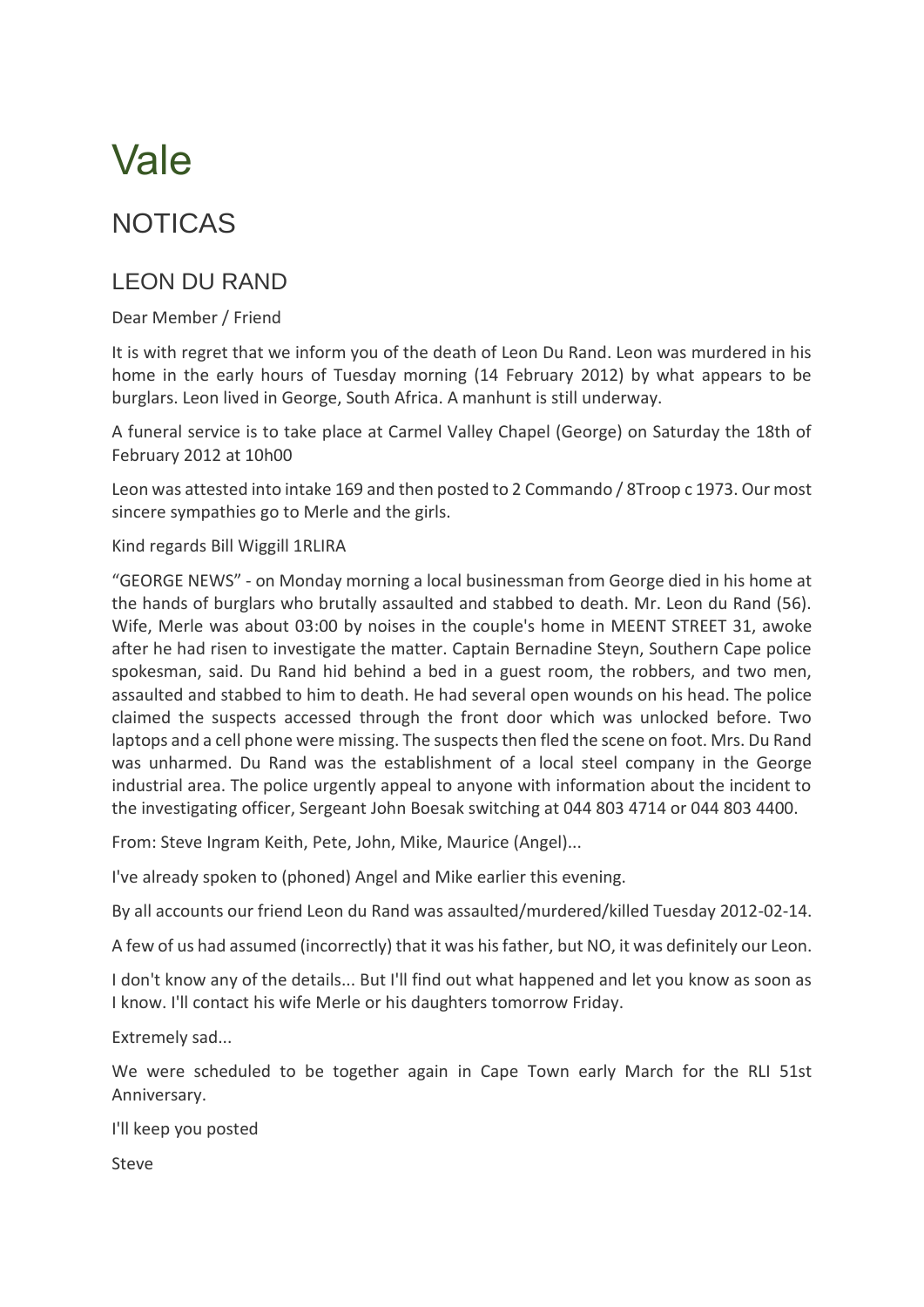# Vale

## NOTICAS

### LEON DU RAND

Dear Member / Friend

It is with regret that we inform you of the death of Leon Du Rand. Leon was murdered in his home in the early hours of Tuesday morning (14 February 2012) by what appears to be burglars. Leon lived in George, South Africa. A manhunt is still underway.

A funeral service is to take place at Carmel Valley Chapel (George) on Saturday the 18th of February 2012 at 10h00

Leon was attested into intake 169 and then posted to 2 Commando / 8Troop c 1973. Our most sincere sympathies go to Merle and the girls.

Kind regards Bill Wiggill 1RLIRA

"GEORGE NEWS" - on Monday morning a local businessman from George died in his home at the hands of burglars who brutally assaulted and stabbed to death. Mr. Leon du Rand (56). Wife, Merle was about 03:00 by noises in the couple's home in MEENT STREET 31, awoke after he had risen to investigate the matter. Captain Bernadine Steyn, Southern Cape police spokesman, said. Du Rand hid behind a bed in a guest room, the robbers, and two men, assaulted and stabbed to him to death. He had several open wounds on his head. The police claimed the suspects accessed through the front door which was unlocked before. Two laptops and a cell phone were missing. The suspects then fled the scene on foot. Mrs. Du Rand was unharmed. Du Rand was the establishment of a local steel company in the George industrial area. The police urgently appeal to anyone with information about the incident to the investigating officer, Sergeant John Boesak switching at 044 803 4714 or 044 803 4400.

From: Steve Ingram Keith, Pete, John, Mike, Maurice (Angel)...

I've already spoken to (phoned) Angel and Mike earlier this evening.

By all accounts our friend Leon du Rand was assaulted/murdered/killed Tuesday 2012-02-14.

A few of us had assumed (incorrectly) that it was his father, but NO, it was definitely our Leon.

I don't know any of the details... But I'll find out what happened and let you know as soon as I know. I'll contact his wife Merle or his daughters tomorrow Friday.

Extremely sad...

We were scheduled to be together again in Cape Town early March for the RLI 51st Anniversary.

I'll keep you posted

Steve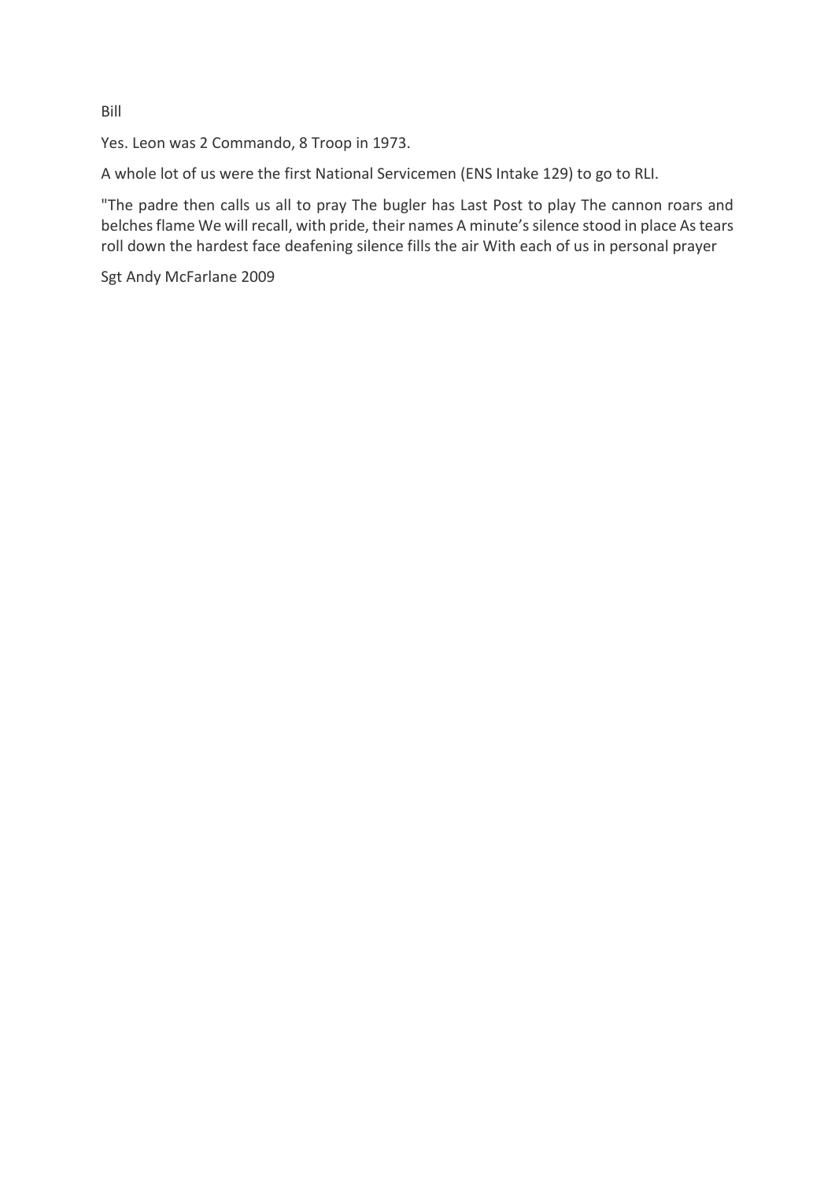Bill

Yes. Leon was 2 Commando, 8 Troop in 1973.

A whole lot of us were the first National Servicemen (ENS Intake 129) to go to RLI.

"The padre then calls us all to pray The bugler has Last Post to play The cannon roars and belches flame We will recall, with pride, their names A minute's silence stood in place As tears roll down the hardest face deafening silence fills the air With each of us in personal prayer

Sgt Andy McFarlane 2009